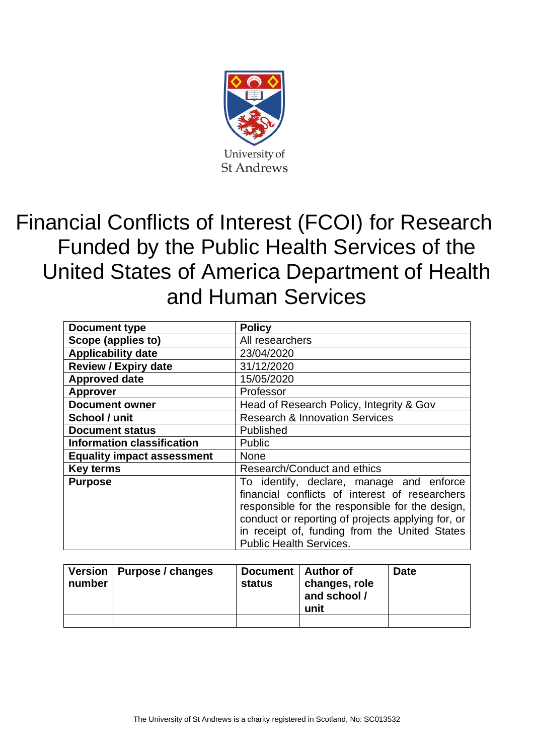University of St Andrews

# Financial Conflicts of Interest (FCOI) for Research Funded by the Public Health Services of the United States of America Department of Health and Human Services

| **Document type** | **Policy** |
|---|---|
| **Scope (applies to)** | All researchers |
| **Applicability date** | 23/04/2020 |
| **Review / Expiry date** | 31/12/2020 |
| **Approved date** | 15/05/2020 |
| **Approver** | Professor |
| **Document owner** | Head of Research Policy, Integrity & Gov |
| **School / unit** | Research & Innovation Services |
| **Document status** | Published |
| **Information classification** | Public |
| **Equality impact assessment** | None |
| **Key terms** | Research/Conduct and ethics |
| **Purpose** | To identify, declare, manage and enforce financial conflicts of interest of researchers responsible for the responsible for the design, conduct or reporting of projects applying for, or in receipt of, funding from the United States Public Health Services. |

| **Version number** | **Purpose / changes** | **Document status** | **Author of changes, role and school / unit** | **Date** |
|---|---|---|---|---|
| | | | | |

The University of St Andrews is a charity registered in Scotland, No: SC013532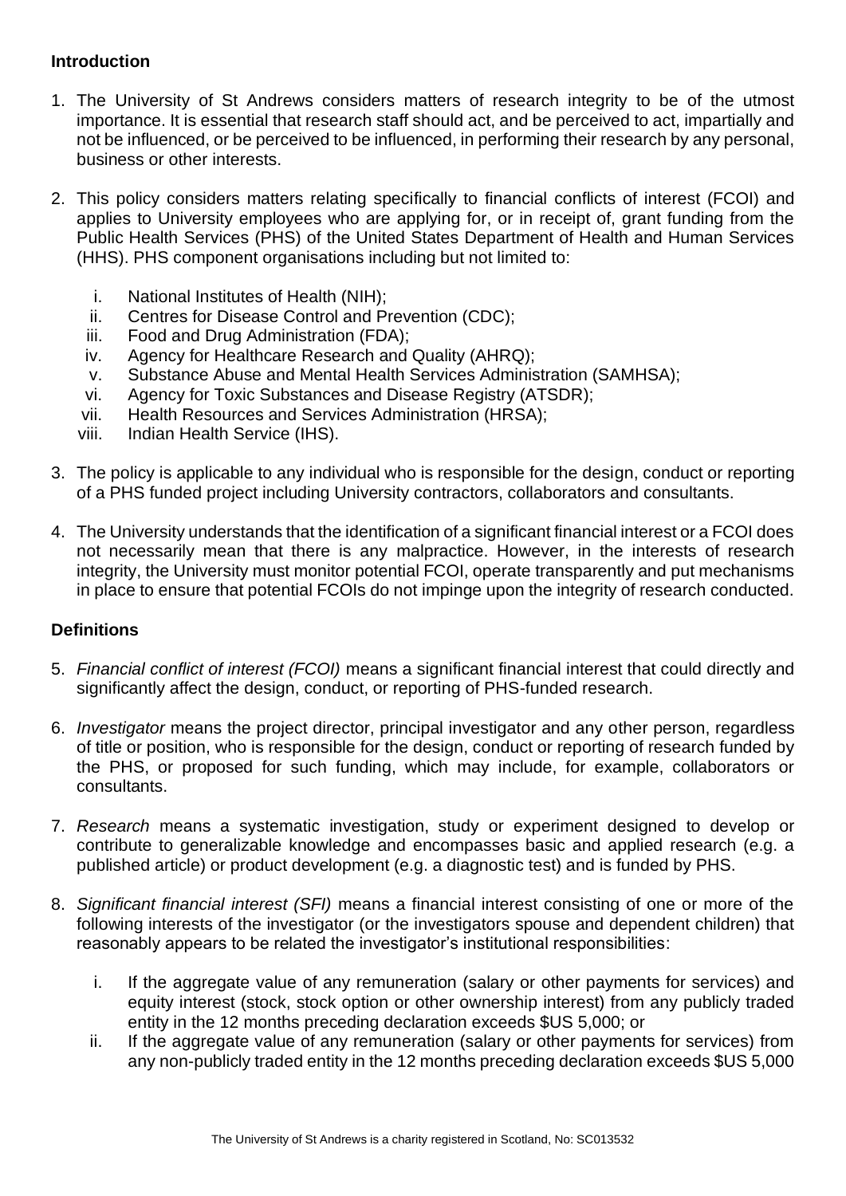## Introduction

1. The University of St Andrews considers matters of research integrity to be of the utmost importance. It is essential that research staff should act, and be perceived to act, impartially and not be influenced, or be perceived to be influenced, in performing their research by any personal, business or other interests.

2. This policy considers matters relating specifically to financial conflicts of interest (FCOI) and applies to University employees who are applying for, or in receipt of, grant funding from the Public Health Services (PHS) of the United States Department of Health and Human Services (HHS). PHS component organisations including but not limited to:

   i. National Institutes of Health (NIH);
   ii. Centres for Disease Control and Prevention (CDC);
   iii. Food and Drug Administration (FDA);
   iv. Agency for Healthcare Research and Quality (AHRQ);
   v. Substance Abuse and Mental Health Services Administration (SAMHSA);
   vi. Agency for Toxic Substances and Disease Registry (ATSDR);
   vii. Health Resources and Services Administration (HRSA);
   viii. Indian Health Service (IHS).

3. The policy is applicable to any individual who is responsible for the design, conduct or reporting of a PHS funded project including University contractors, collaborators and consultants.

4. The University understands that the identification of a significant financial interest or a FCOI does not necessarily mean that there is any malpractice. However, in the interests of research integrity, the University must monitor potential FCOI, operate transparently and put mechanisms in place to ensure that potential FCOIs do not impinge upon the integrity of research conducted.

## Definitions

5. *Financial conflict of interest (FCOI)* means a significant financial interest that could directly and significantly affect the design, conduct, or reporting of PHS-funded research.

6. *Investigator* means the project director, principal investigator and any other person, regardless of title or position, who is responsible for the design, conduct or reporting of research funded by the PHS, or proposed for such funding, which may include, for example, collaborators or consultants.

7. *Research* means a systematic investigation, study or experiment designed to develop or contribute to generalizable knowledge and encompasses basic and applied research (e.g. a published article) or product development (e.g. a diagnostic test) and is funded by PHS.

8. *Significant financial interest (SFI)* means a financial interest consisting of one or more of the following interests of the investigator (or the investigators spouse and dependent children) that reasonably appears to be related the investigator's institutional responsibilities:

   i. If the aggregate value of any remuneration (salary or other payments for services) and equity interest (stock, stock option or other ownership interest) from any publicly traded entity in the 12 months preceding declaration exceeds $US 5,000; or
   ii. If the aggregate value of any remuneration (salary or other payments for services) from any non-publicly traded entity in the 12 months preceding declaration exceeds $US 5,000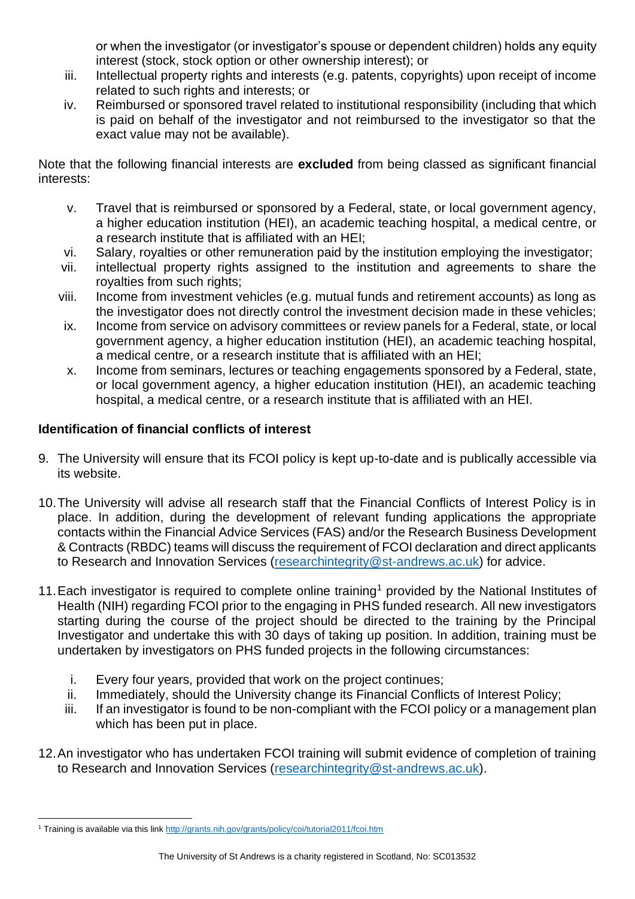or when the investigator (or investigator's spouse or dependent children) holds any equity interest (stock, stock option or other ownership interest); or

iii. Intellectual property rights and interests (e.g. patents, copyrights) upon receipt of income related to such rights and interests; or
iv. Reimbursed or sponsored travel related to institutional responsibility (including that which is paid on behalf of the investigator and not reimbursed to the investigator so that the exact value may not be available).

Note that the following financial interests are **excluded** from being classed as significant financial interests:

v. Travel that is reimbursed or sponsored by a Federal, state, or local government agency, a higher education institution (HEI), an academic teaching hospital, a medical centre, or a research institute that is affiliated with an HEI;
vi. Salary, royalties or other remuneration paid by the institution employing the investigator;
vii. intellectual property rights assigned to the institution and agreements to share the royalties from such rights;
viii. Income from investment vehicles (e.g. mutual funds and retirement accounts) as long as the investigator does not directly control the investment decision made in these vehicles;
ix. Income from service on advisory committees or review panels for a Federal, state, or local government agency, a higher education institution (HEI), an academic teaching hospital, a medical centre, or a research institute that is affiliated with an HEI;
x. Income from seminars, lectures or teaching engagements sponsored by a Federal, state, or local government agency, a higher education institution (HEI), an academic teaching hospital, a medical centre, or a research institute that is affiliated with an HEI.

### Identification of financial conflicts of interest

9. The University will ensure that its FCOI policy is kept up-to-date and is publically accessible via its website.

10. The University will advise all research staff that the Financial Conflicts of Interest Policy is in place. In addition, during the development of relevant funding applications the appropriate contacts within the Financial Advice Services (FAS) and/or the Research Business Development & Contracts (RBDC) teams will discuss the requirement of FCOI declaration and direct applicants to Research and Innovation Services (researchintegrity@st-andrews.ac.uk) for advice.

11. Each investigator is required to complete online training[1] provided by the National Institutes of Health (NIH) regarding FCOI prior to the engaging in PHS funded research. All new investigators starting during the course of the project should be directed to the training by the Principal Investigator and undertake this with 30 days of taking up position. In addition, training must be undertaken by investigators on PHS funded projects in the following circumstances:

    i. Every four years, provided that work on the project continues;
    ii. Immediately, should the University change its Financial Conflicts of Interest Policy;
    iii. If an investigator is found to be non-compliant with the FCOI policy or a management plan which has been put in place.

12. An investigator who has undertaken FCOI training will submit evidence of completion of training to Research and Innovation Services (researchintegrity@st-andrews.ac.uk).

[1] Training is available via this link http://grants.nih.gov/grants/policy/coi/tutorial2011/fcoi.htm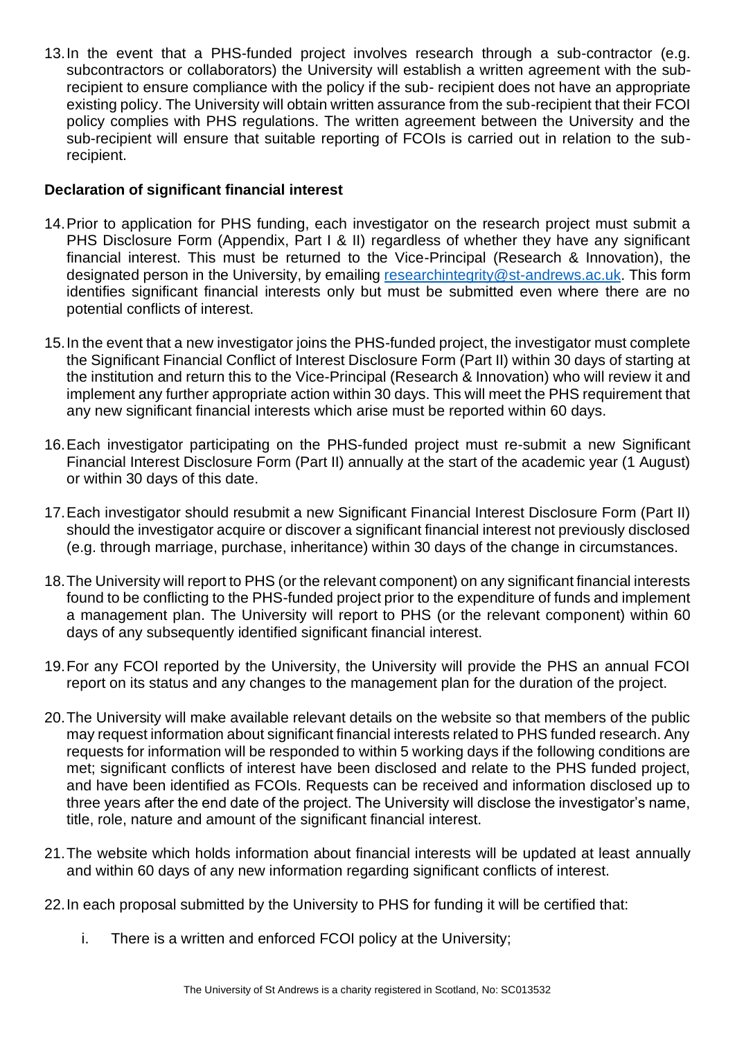13. In the event that a PHS-funded project involves research through a sub-contractor (e.g. subcontractors or collaborators) the University will establish a written agreement with the sub-recipient to ensure compliance with the policy if the sub- recipient does not have an appropriate existing policy. The University will obtain written assurance from the sub-recipient that their FCOI policy complies with PHS regulations. The written agreement between the University and the sub-recipient will ensure that suitable reporting of FCOIs is carried out in relation to the sub-recipient.

**Declaration of significant financial interest**

14. Prior to application for PHS funding, each investigator on the research project must submit a PHS Disclosure Form (Appendix, Part I & II) regardless of whether they have any significant financial interest. This must be returned to the Vice-Principal (Research & Innovation), the designated person in the University, by emailing researchintegrity@st-andrews.ac.uk. This form identifies significant financial interests only but must be submitted even where there are no potential conflicts of interest.

15. In the event that a new investigator joins the PHS-funded project, the investigator must complete the Significant Financial Conflict of Interest Disclosure Form (Part II) within 30 days of starting at the institution and return this to the Vice-Principal (Research & Innovation) who will review it and implement any further appropriate action within 30 days. This will meet the PHS requirement that any new significant financial interests which arise must be reported within 60 days.

16. Each investigator participating on the PHS-funded project must re-submit a new Significant Financial Interest Disclosure Form (Part II) annually at the start of the academic year (1 August) or within 30 days of this date.

17. Each investigator should resubmit a new Significant Financial Interest Disclosure Form (Part II) should the investigator acquire or discover a significant financial interest not previously disclosed (e.g. through marriage, purchase, inheritance) within 30 days of the change in circumstances.

18. The University will report to PHS (or the relevant component) on any significant financial interests found to be conflicting to the PHS-funded project prior to the expenditure of funds and implement a management plan. The University will report to PHS (or the relevant component) within 60 days of any subsequently identified significant financial interest.

19. For any FCOI reported by the University, the University will provide the PHS an annual FCOI report on its status and any changes to the management plan for the duration of the project.

20. The University will make available relevant details on the website so that members of the public may request information about significant financial interests related to PHS funded research. Any requests for information will be responded to within 5 working days if the following conditions are met; significant conflicts of interest have been disclosed and relate to the PHS funded project, and have been identified as FCOIs. Requests can be received and information disclosed up to three years after the end date of the project. The University will disclose the investigator's name, title, role, nature and amount of the significant financial interest.

21. The website which holds information about financial interests will be updated at least annually and within 60 days of any new information regarding significant conflicts of interest.

22. In each proposal submitted by the University to PHS for funding it will be certified that:

    i. There is a written and enforced FCOI policy at the University;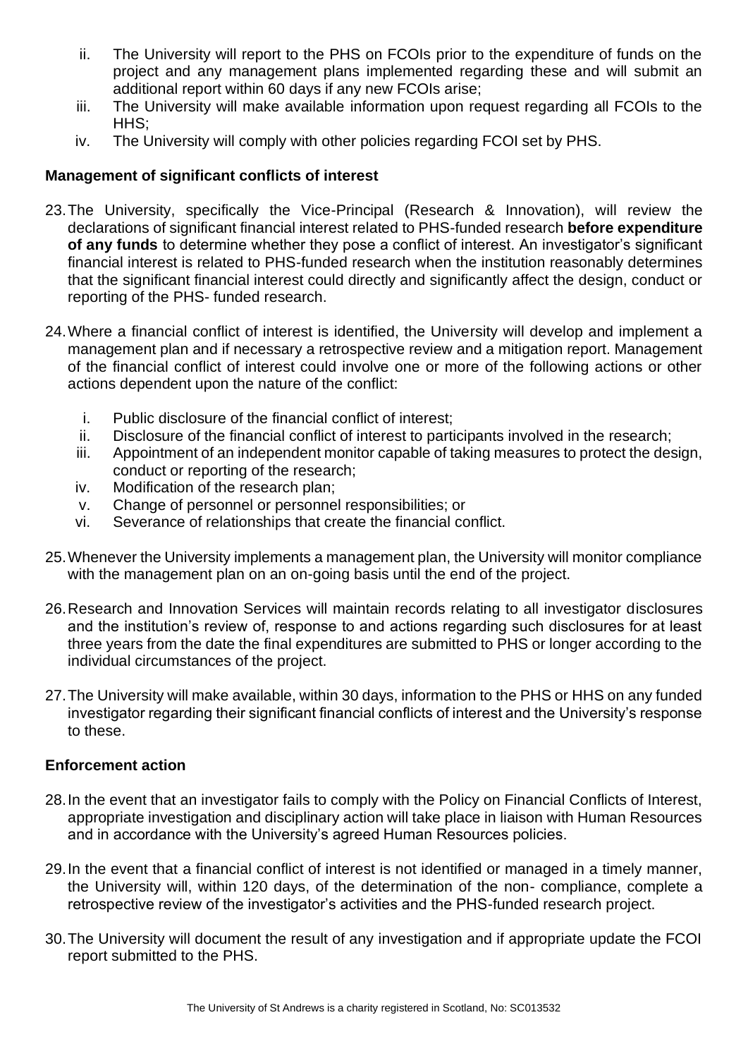ii. The University will report to the PHS on FCOIs prior to the expenditure of funds on the project and any management plans implemented regarding these and will submit an additional report within 60 days if any new FCOIs arise;
iii. The University will make available information upon request regarding all FCOIs to the HHS;
iv. The University will comply with other policies regarding FCOI set by PHS.

**Management of significant conflicts of interest**

23. The University, specifically the Vice-Principal (Research & Innovation), will review the declarations of significant financial interest related to PHS-funded research **before expenditure of any funds** to determine whether they pose a conflict of interest. An investigator's significant financial interest is related to PHS-funded research when the institution reasonably determines that the significant financial interest could directly and significantly affect the design, conduct or reporting of the PHS- funded research.

24. Where a financial conflict of interest is identified, the University will develop and implement a management plan and if necessary a retrospective review and a mitigation report. Management of the financial conflict of interest could involve one or more of the following actions or other actions dependent upon the nature of the conflict:

    i. Public disclosure of the financial conflict of interest;
    ii. Disclosure of the financial conflict of interest to participants involved in the research;
    iii. Appointment of an independent monitor capable of taking measures to protect the design, conduct or reporting of the research;
    iv. Modification of the research plan;
    v. Change of personnel or personnel responsibilities; or
    vi. Severance of relationships that create the financial conflict.

25. Whenever the University implements a management plan, the University will monitor compliance with the management plan on an on-going basis until the end of the project.

26. Research and Innovation Services will maintain records relating to all investigator disclosures and the institution's review of, response to and actions regarding such disclosures for at least three years from the date the final expenditures are submitted to PHS or longer according to the individual circumstances of the project.

27. The University will make available, within 30 days, information to the PHS or HHS on any funded investigator regarding their significant financial conflicts of interest and the University's response to these.

**Enforcement action**

28. In the event that an investigator fails to comply with the Policy on Financial Conflicts of Interest, appropriate investigation and disciplinary action will take place in liaison with Human Resources and in accordance with the University's agreed Human Resources policies.

29. In the event that a financial conflict of interest is not identified or managed in a timely manner, the University will, within 120 days, of the determination of the non- compliance, complete a retrospective review of the investigator's activities and the PHS-funded research project.

30. The University will document the result of any investigation and if appropriate update the FCOI report submitted to the PHS.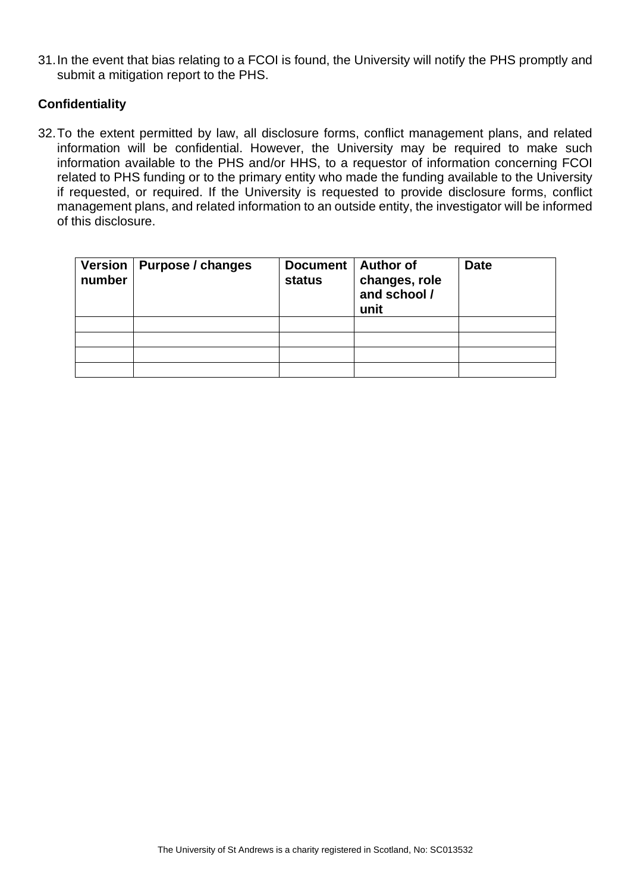31. In the event that bias relating to a FCOI is found, the University will notify the PHS promptly and submit a mitigation report to the PHS.

**Confidentiality**

32. To the extent permitted by law, all disclosure forms, conflict management plans, and related information will be confidential. However, the University may be required to make such information available to the PHS and/or HHS, to a requestor of information concerning FCOI related to PHS funding or to the primary entity who made the funding available to the University if requested, or required. If the University is requested to provide disclosure forms, conflict management plans, and related information to an outside entity, the investigator will be informed of this disclosure.

| Version number | Purpose / changes | Document status | Author of changes, role and school / unit | Date |
|---|---|---|---|---|
| | | | | |
| | | | | |
| | | | | |
| | | | | |

The University of St Andrews is a charity registered in Scotland, No: SC013532